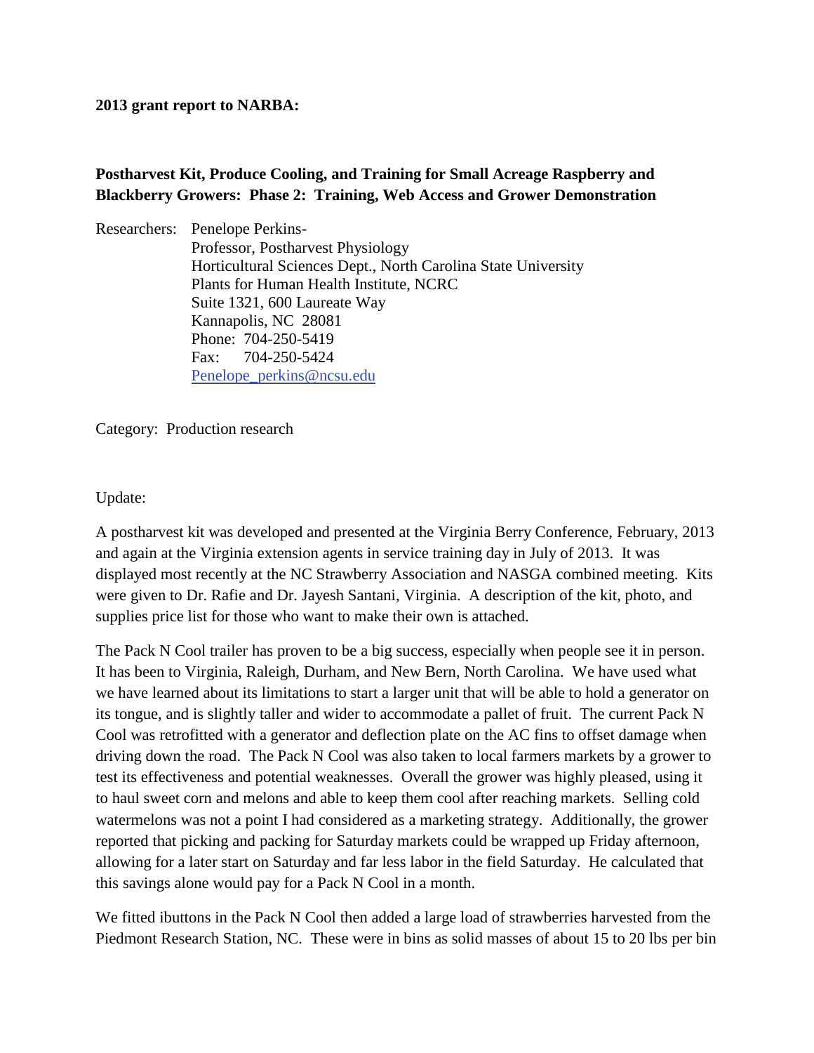**2013 grant report to NARBA:**

**Postharvest Kit, Produce Cooling, and Training for Small Acreage Raspberry and Blackberry Growers: Phase 2: Training, Web Access and Grower Demonstration**

Researchers: Penelope Perkins-
Professor, Postharvest Physiology
Horticultural Sciences Dept., North Carolina State University
Plants for Human Health Institute, NCRC
Suite 1321, 600 Laureate Way
Kannapolis, NC 28081
Phone: 704-250-5419
Fax: 704-250-5424
Penelope_perkins@ncsu.edu

Category: Production research

Update:

A postharvest kit was developed and presented at the Virginia Berry Conference, February, 2013 and again at the Virginia extension agents in service training day in July of 2013. It was displayed most recently at the NC Strawberry Association and NASGA combined meeting. Kits were given to Dr. Rafie and Dr. Jayesh Santani, Virginia. A description of the kit, photo, and supplies price list for those who want to make their own is attached.

The Pack N Cool trailer has proven to be a big success, especially when people see it in person. It has been to Virginia, Raleigh, Durham, and New Bern, North Carolina. We have used what we have learned about its limitations to start a larger unit that will be able to hold a generator on its tongue, and is slightly taller and wider to accommodate a pallet of fruit. The current Pack N Cool was retrofitted with a generator and deflection plate on the AC fins to offset damage when driving down the road. The Pack N Cool was also taken to local farmers markets by a grower to test its effectiveness and potential weaknesses. Overall the grower was highly pleased, using it to haul sweet corn and melons and able to keep them cool after reaching markets. Selling cold watermelons was not a point I had considered as a marketing strategy. Additionally, the grower reported that picking and packing for Saturday markets could be wrapped up Friday afternoon, allowing for a later start on Saturday and far less labor in the field Saturday. He calculated that this savings alone would pay for a Pack N Cool in a month.

We fitted ibuttons in the Pack N Cool then added a large load of strawberries harvested from the Piedmont Research Station, NC. These were in bins as solid masses of about 15 to 20 lbs per bin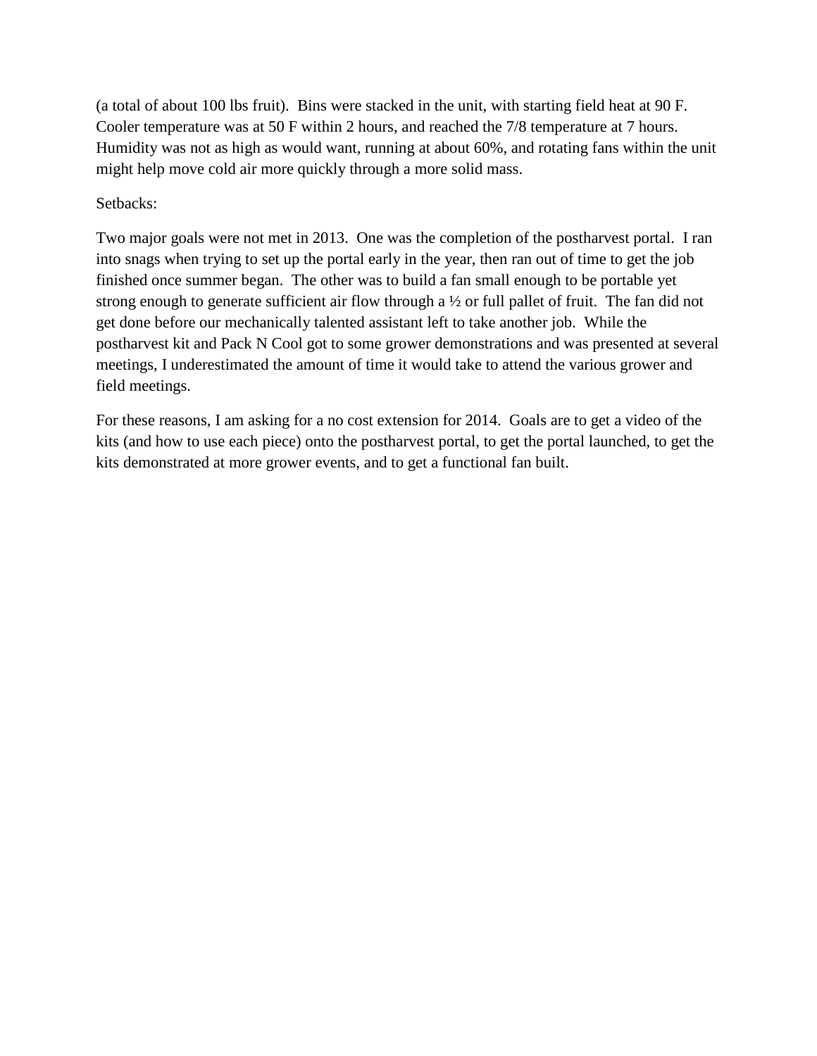(a total of about 100 lbs fruit). Bins were stacked in the unit, with starting field heat at 90 F. Cooler temperature was at 50 F within 2 hours, and reached the 7/8 temperature at 7 hours. Humidity was not as high as would want, running at about 60%, and rotating fans within the unit might help move cold air more quickly through a more solid mass.

Setbacks:

Two major goals were not met in 2013. One was the completion of the postharvest portal. I ran into snags when trying to set up the portal early in the year, then ran out of time to get the job finished once summer began. The other was to build a fan small enough to be portable yet strong enough to generate sufficient air flow through a ½ or full pallet of fruit. The fan did not get done before our mechanically talented assistant left to take another job. While the postharvest kit and Pack N Cool got to some grower demonstrations and was presented at several meetings, I underestimated the amount of time it would take to attend the various grower and field meetings.

For these reasons, I am asking for a no cost extension for 2014. Goals are to get a video of the kits (and how to use each piece) onto the postharvest portal, to get the portal launched, to get the kits demonstrated at more grower events, and to get a functional fan built.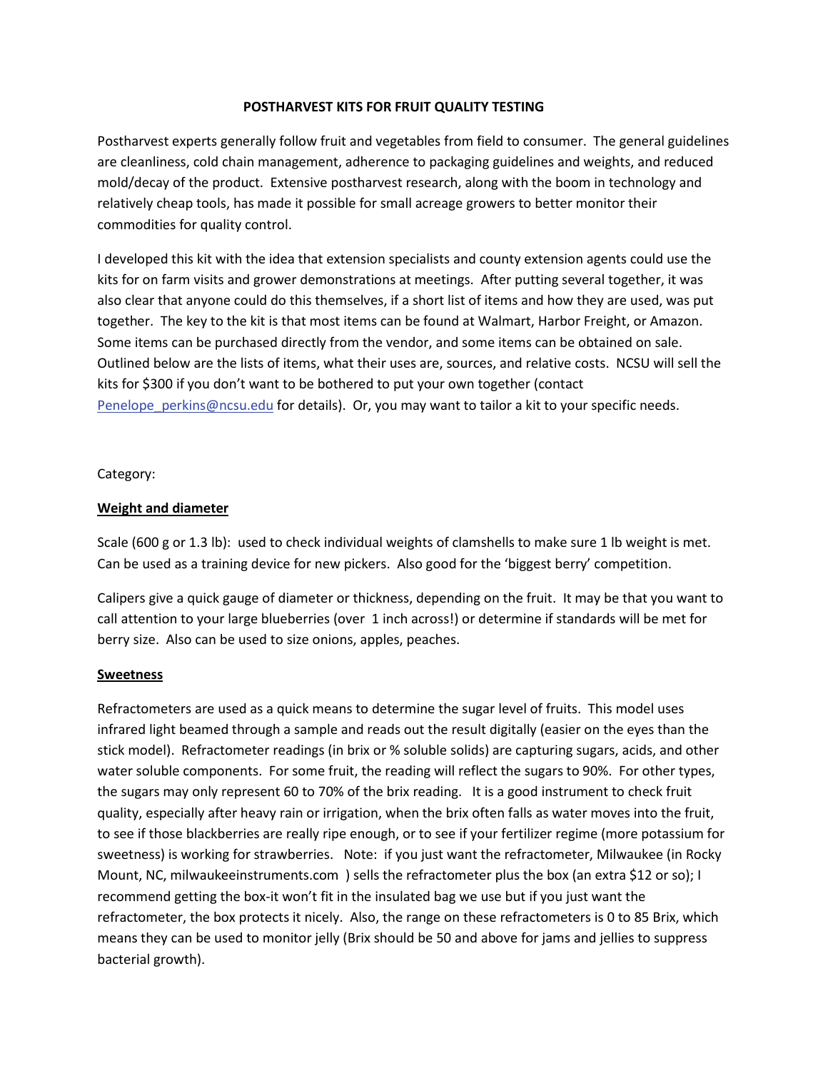# POSTHARVEST KITS FOR FRUIT QUALITY TESTING

Postharvest experts generally follow fruit and vegetables from field to consumer. The general guidelines are cleanliness, cold chain management, adherence to packaging guidelines and weights, and reduced mold/decay of the product. Extensive postharvest research, along with the boom in technology and relatively cheap tools, has made it possible for small acreage growers to better monitor their commodities for quality control.

I developed this kit with the idea that extension specialists and county extension agents could use the kits for on farm visits and grower demonstrations at meetings. After putting several together, it was also clear that anyone could do this themselves, if a short list of items and how they are used, was put together. The key to the kit is that most items can be found at Walmart, Harbor Freight, or Amazon. Some items can be purchased directly from the vendor, and some items can be obtained on sale. Outlined below are the lists of items, what their uses are, sources, and relative costs. NCSU will sell the kits for $300 if you don't want to be bothered to put your own together (contact Penelope_perkins@ncsu.edu for details). Or, you may want to tailor a kit to your specific needs.

Category:

## Weight and diameter

Scale (600 g or 1.3 lb): used to check individual weights of clamshells to make sure 1 lb weight is met. Can be used as a training device for new pickers. Also good for the 'biggest berry' competition.

Calipers give a quick gauge of diameter or thickness, depending on the fruit. It may be that you want to call attention to your large blueberries (over 1 inch across!) or determine if standards will be met for berry size. Also can be used to size onions, apples, peaches.

## Sweetness

Refractometers are used as a quick means to determine the sugar level of fruits. This model uses infrared light beamed through a sample and reads out the result digitally (easier on the eyes than the stick model). Refractometer readings (in brix or % soluble solids) are capturing sugars, acids, and other water soluble components. For some fruit, the reading will reflect the sugars to 90%. For other types, the sugars may only represent 60 to 70% of the brix reading. It is a good instrument to check fruit quality, especially after heavy rain or irrigation, when the brix often falls as water moves into the fruit, to see if those blackberries are really ripe enough, or to see if your fertilizer regime (more potassium for sweetness) is working for strawberries. Note: if you just want the refractometer, Milwaukee (in Rocky Mount, NC, milwaukeeinstruments.com ) sells the refractometer plus the box (an extra $12 or so); I recommend getting the box-it won't fit in the insulated bag we use but if you just want the refractometer, the box protects it nicely. Also, the range on these refractometers is 0 to 85 Brix, which means they can be used to monitor jelly (Brix should be 50 and above for jams and jellies to suppress bacterial growth).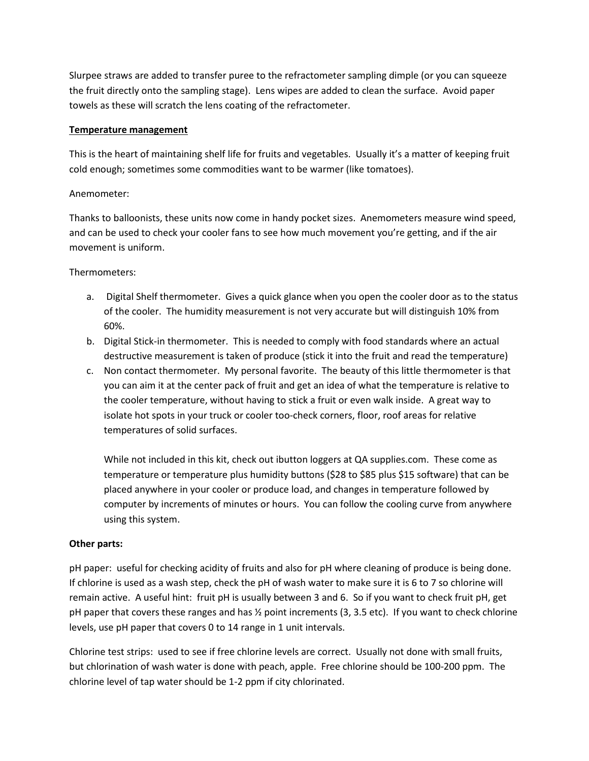Slurpee straws are added to transfer puree to the refractometer sampling dimple (or you can squeeze the fruit directly onto the sampling stage). Lens wipes are added to clean the surface. Avoid paper towels as these will scratch the lens coating of the refractometer.

## Temperature management

This is the heart of maintaining shelf life for fruits and vegetables. Usually it's a matter of keeping fruit cold enough; sometimes some commodities want to be warmer (like tomatoes).

Anemometer:

Thanks to balloonists, these units now come in handy pocket sizes. Anemometers measure wind speed, and can be used to check your cooler fans to see how much movement you're getting, and if the air movement is uniform.

Thermometers:

a. Digital Shelf thermometer. Gives a quick glance when you open the cooler door as to the status of the cooler. The humidity measurement is not very accurate but will distinguish 10% from 60%.
b. Digital Stick-in thermometer. This is needed to comply with food standards where an actual destructive measurement is taken of produce (stick it into the fruit and read the temperature)
c. Non contact thermometer. My personal favorite. The beauty of this little thermometer is that you can aim it at the center pack of fruit and get an idea of what the temperature is relative to the cooler temperature, without having to stick a fruit or even walk inside. A great way to isolate hot spots in your truck or cooler too-check corners, floor, roof areas for relative temperatures of solid surfaces.

   While not included in this kit, check out ibutton loggers at QA supplies.com. These come as temperature or temperature plus humidity buttons ($28 to $85 plus $15 software) that can be placed anywhere in your cooler or produce load, and changes in temperature followed by computer by increments of minutes or hours. You can follow the cooling curve from anywhere using this system.

**Other parts:**

pH paper: useful for checking acidity of fruits and also for pH where cleaning of produce is being done. If chlorine is used as a wash step, check the pH of wash water to make sure it is 6 to 7 so chlorine will remain active. A useful hint: fruit pH is usually between 3 and 6. So if you want to check fruit pH, get pH paper that covers these ranges and has ½ point increments (3, 3.5 etc). If you want to check chlorine levels, use pH paper that covers 0 to 14 range in 1 unit intervals.

Chlorine test strips: used to see if free chlorine levels are correct. Usually not done with small fruits, but chlorination of wash water is done with peach, apple. Free chlorine should be 100-200 ppm. The chlorine level of tap water should be 1-2 ppm if city chlorinated.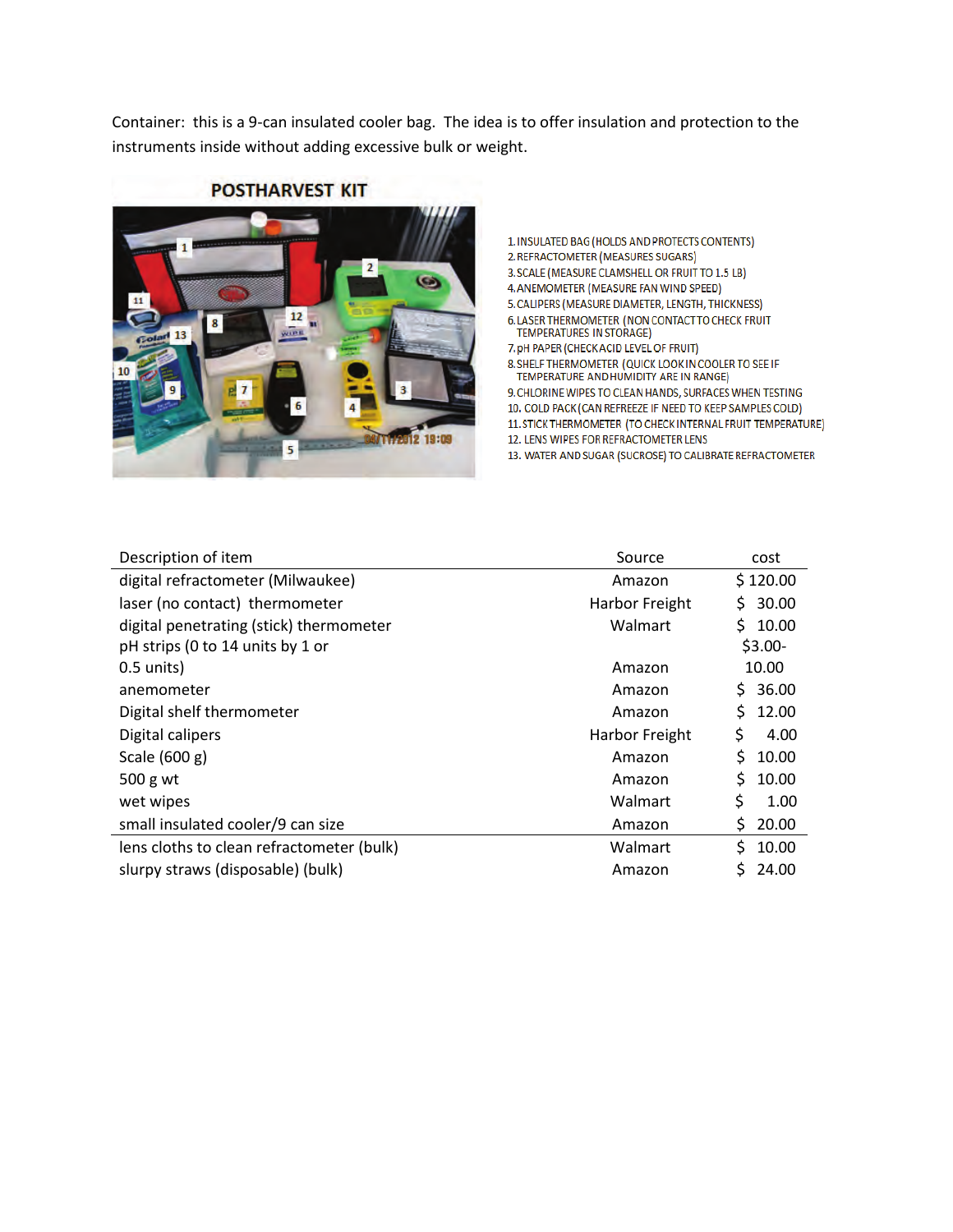Container: this is a 9-can insulated cooler bag. The idea is to offer insulation and protection to the instruments inside without adding excessive bulk or weight.

POSTHARVEST KIT

1. INSULATED BAG (HOLDS AND PROTECTS CONTENTS)
2. REFRACTOMETER (MEASURES SUGARS)
3. SCALE (MEASURE CLAMSHELL OR FRUIT TO 1.5 LB)
4. ANEMOMETER (MEASURE FAN WIND SPEED)
5. CALIPERS (MEASURE DIAMETER, LENGTH, THICKNESS)
6. LASER THERMOMETER (NON CONTACT TO CHECK FRUIT TEMPERATURES IN STORAGE)
7. pH PAPER (CHECK ACID LEVEL OF FRUIT)
8. SHELF THERMOMETER (QUICK LOOK IN COOLER TO SEE IF TEMPERATURE AND HUMIDITY ARE IN RANGE)
9. CHLORINE WIPES TO CLEAN HANDS, SURFACES WHEN TESTING
10. COLD PACK (CAN REFREEZE IF NEED TO KEEP SAMPLES COLD)
11. STICK THERMOMETER (TO CHECK INTERNAL FRUIT TEMPERATURE)
12. LENS WIPES FOR REFRACTOMETER LENS
13. WATER AND SUGAR (SUCROSE) TO CALIBRATE REFRACTOMETER

| Description of item | Source | cost |
|---|---|---|
| digital refractometer (Milwaukee) | Amazon | $ 120.00 |
| laser (no contact) thermometer | Harbor Freight | $ 30.00 |
| digital penetrating (stick) thermometer | Walmart | $ 10.00 |
| pH strips (0 to 14 units by 1 or 0.5 units) | Amazon | $3.00-10.00 |
| anemometer | Amazon | $ 36.00 |
| Digital shelf thermometer | Amazon | $ 12.00 |
| Digital calipers | Harbor Freight | $ 4.00 |
| Scale (600 g) | Amazon | $ 10.00 |
| 500 g wt | Amazon | $ 10.00 |
| wet wipes | Walmart | $ 1.00 |
| small insulated cooler/9 can size | Amazon | $ 20.00 |
| lens cloths to clean refractometer (bulk) | Walmart | $ 10.00 |
| slurpy straws (disposable) (bulk) | Amazon | $ 24.00 |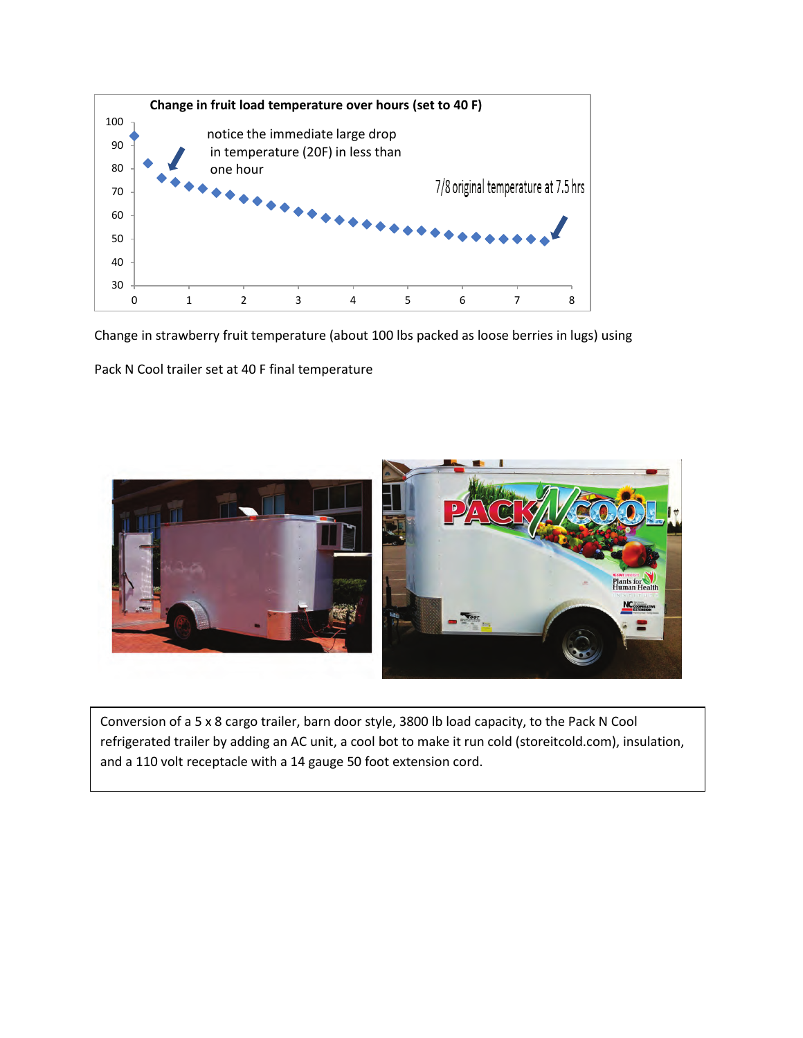Change in fruit load temperature over hours (set to 40 F)

100
90
80
70
60
50
40
30

0 1 2 3 4 5 6 7 8

notice the immediate large drop in temperature (20F) in less than one hour

7/8 original temperature at 7.5 hrs

Change in strawberry fruit temperature (about 100 lbs packed as loose berries in lugs) using

Pack N Cool trailer set at 40 F final temperature

Conversion of a 5 x 8 cargo trailer, barn door style, 3800 lb load capacity, to the Pack N Cool refrigerated trailer by adding an AC unit, a cool bot to make it run cold (storeitcold.com), insulation, and a 110 volt receptacle with a 14 gauge 50 foot extension cord.